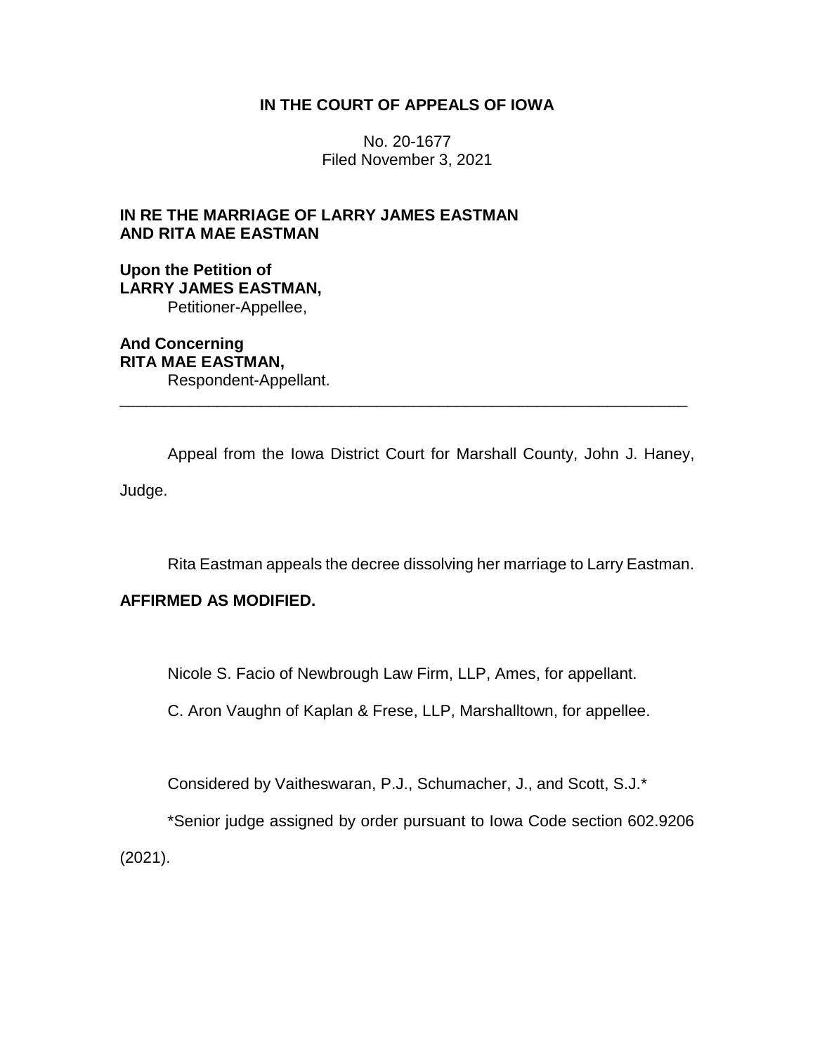**IN THE COURT OF APPEALS OF IOWA**

No. 20-1677
Filed November 3, 2021

**IN RE THE MARRIAGE OF LARRY JAMES EASTMAN AND RITA MAE EASTMAN**

**Upon the Petition of**
**LARRY JAMES EASTMAN,**
Petitioner-Appellee,

**And Concerning**
**RITA MAE EASTMAN,**
Respondent-Appellant.

---

Appeal from the Iowa District Court for Marshall County, John J. Haney, Judge.

Rita Eastman appeals the decree dissolving her marriage to Larry Eastman.

**AFFIRMED AS MODIFIED.**

Nicole S. Facio of Newbrough Law Firm, LLP, Ames, for appellant.

C. Aron Vaughn of Kaplan & Frese, LLP, Marshalltown, for appellee.

Considered by Vaitheswaran, P.J., Schumacher, J., and Scott, S.J.*

*Senior judge assigned by order pursuant to Iowa Code section 602.9206 (2021).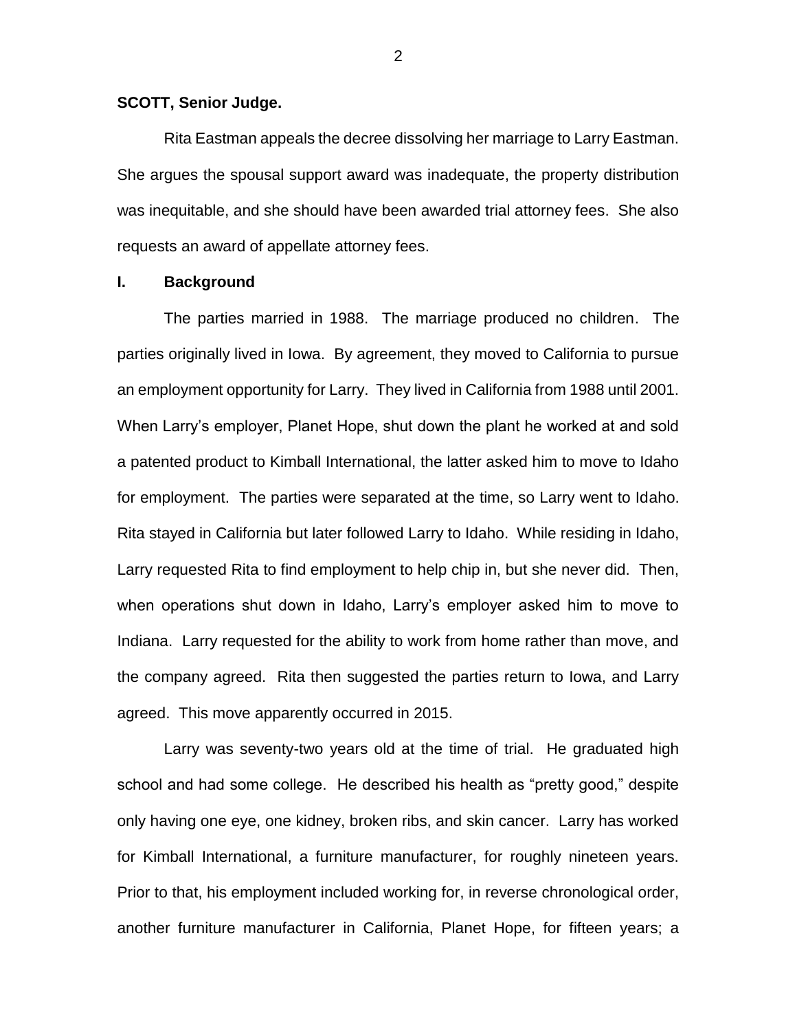**SCOTT, Senior Judge.**

Rita Eastman appeals the decree dissolving her marriage to Larry Eastman. She argues the spousal support award was inadequate, the property distribution was inequitable, and she should have been awarded trial attorney fees. She also requests an award of appellate attorney fees.

## I. Background

The parties married in 1988. The marriage produced no children. The parties originally lived in Iowa. By agreement, they moved to California to pursue an employment opportunity for Larry. They lived in California from 1988 until 2001. When Larry's employer, Planet Hope, shut down the plant he worked at and sold a patented product to Kimball International, the latter asked him to move to Idaho for employment. The parties were separated at the time, so Larry went to Idaho. Rita stayed in California but later followed Larry to Idaho. While residing in Idaho, Larry requested Rita to find employment to help chip in, but she never did. Then, when operations shut down in Idaho, Larry's employer asked him to move to Indiana. Larry requested for the ability to work from home rather than move, and the company agreed. Rita then suggested the parties return to Iowa, and Larry agreed. This move apparently occurred in 2015.

Larry was seventy-two years old at the time of trial. He graduated high school and had some college. He described his health as "pretty good," despite only having one eye, one kidney, broken ribs, and skin cancer. Larry has worked for Kimball International, a furniture manufacturer, for roughly nineteen years. Prior to that, his employment included working for, in reverse chronological order, another furniture manufacturer in California, Planet Hope, for fifteen years; a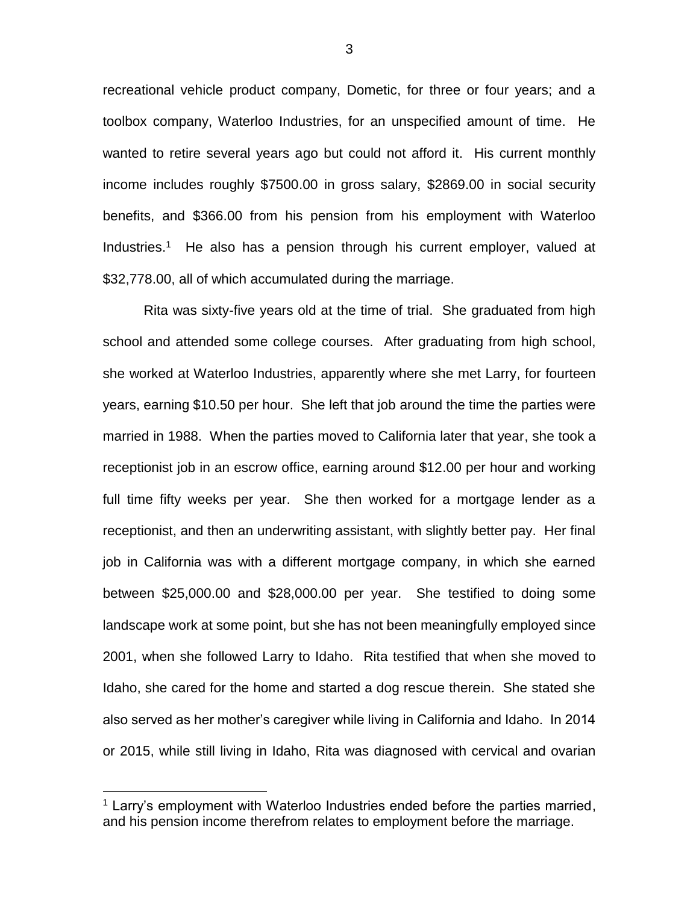recreational vehicle product company, Dometic, for three or four years; and a toolbox company, Waterloo Industries, for an unspecified amount of time. He wanted to retire several years ago but could not afford it. His current monthly income includes roughly $7500.00 in gross salary, $2869.00 in social security benefits, and $366.00 from his pension from his employment with Waterloo Industries.[1] He also has a pension through his current employer, valued at $32,778.00, all of which accumulated during the marriage.

Rita was sixty-five years old at the time of trial. She graduated from high school and attended some college courses. After graduating from high school, she worked at Waterloo Industries, apparently where she met Larry, for fourteen years, earning $10.50 per hour. She left that job around the time the parties were married in 1988. When the parties moved to California later that year, she took a receptionist job in an escrow office, earning around $12.00 per hour and working full time fifty weeks per year. She then worked for a mortgage lender as a receptionist, and then an underwriting assistant, with slightly better pay. Her final job in California was with a different mortgage company, in which she earned between $25,000.00 and $28,000.00 per year. She testified to doing some landscape work at some point, but she has not been meaningfully employed since 2001, when she followed Larry to Idaho. Rita testified that when she moved to Idaho, she cared for the home and started a dog rescue therein. She stated she also served as her mother's caregiver while living in California and Idaho. In 2014 or 2015, while still living in Idaho, Rita was diagnosed with cervical and ovarian

---

[1] Larry's employment with Waterloo Industries ended before the parties married, and his pension income therefrom relates to employment before the marriage.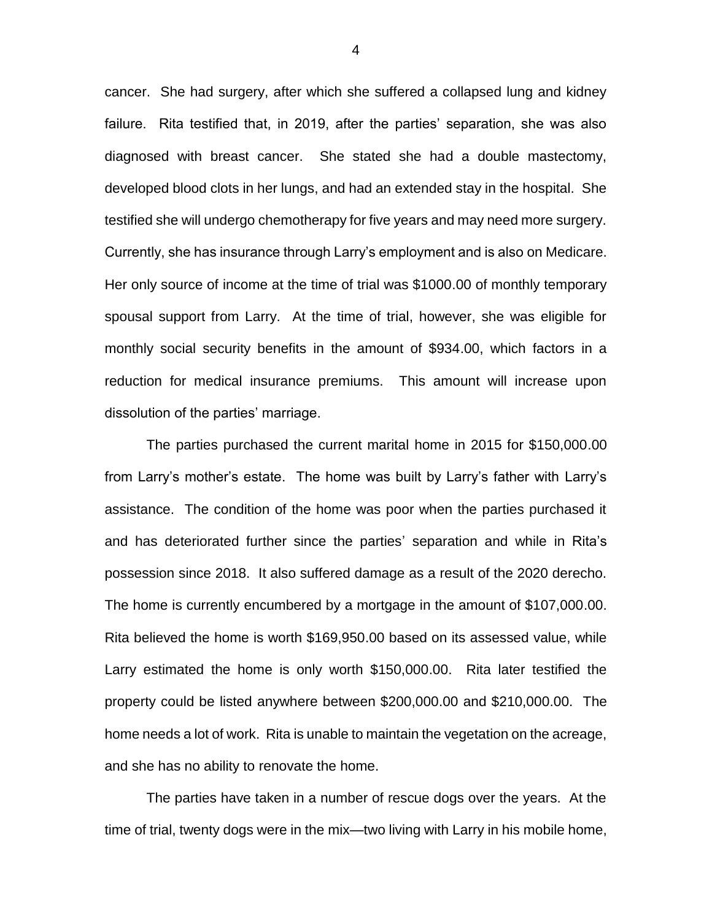cancer. She had surgery, after which she suffered a collapsed lung and kidney failure. Rita testified that, in 2019, after the parties' separation, she was also diagnosed with breast cancer. She stated she had a double mastectomy, developed blood clots in her lungs, and had an extended stay in the hospital. She testified she will undergo chemotherapy for five years and may need more surgery. Currently, she has insurance through Larry's employment and is also on Medicare. Her only source of income at the time of trial was $1000.00 of monthly temporary spousal support from Larry. At the time of trial, however, she was eligible for monthly social security benefits in the amount of $934.00, which factors in a reduction for medical insurance premiums. This amount will increase upon dissolution of the parties' marriage.

The parties purchased the current marital home in 2015 for $150,000.00 from Larry's mother's estate. The home was built by Larry's father with Larry's assistance. The condition of the home was poor when the parties purchased it and has deteriorated further since the parties' separation and while in Rita's possession since 2018. It also suffered damage as a result of the 2020 derecho. The home is currently encumbered by a mortgage in the amount of $107,000.00. Rita believed the home is worth $169,950.00 based on its assessed value, while Larry estimated the home is only worth $150,000.00. Rita later testified the property could be listed anywhere between $200,000.00 and $210,000.00. The home needs a lot of work. Rita is unable to maintain the vegetation on the acreage, and she has no ability to renovate the home.

The parties have taken in a number of rescue dogs over the years. At the time of trial, twenty dogs were in the mix—two living with Larry in his mobile home,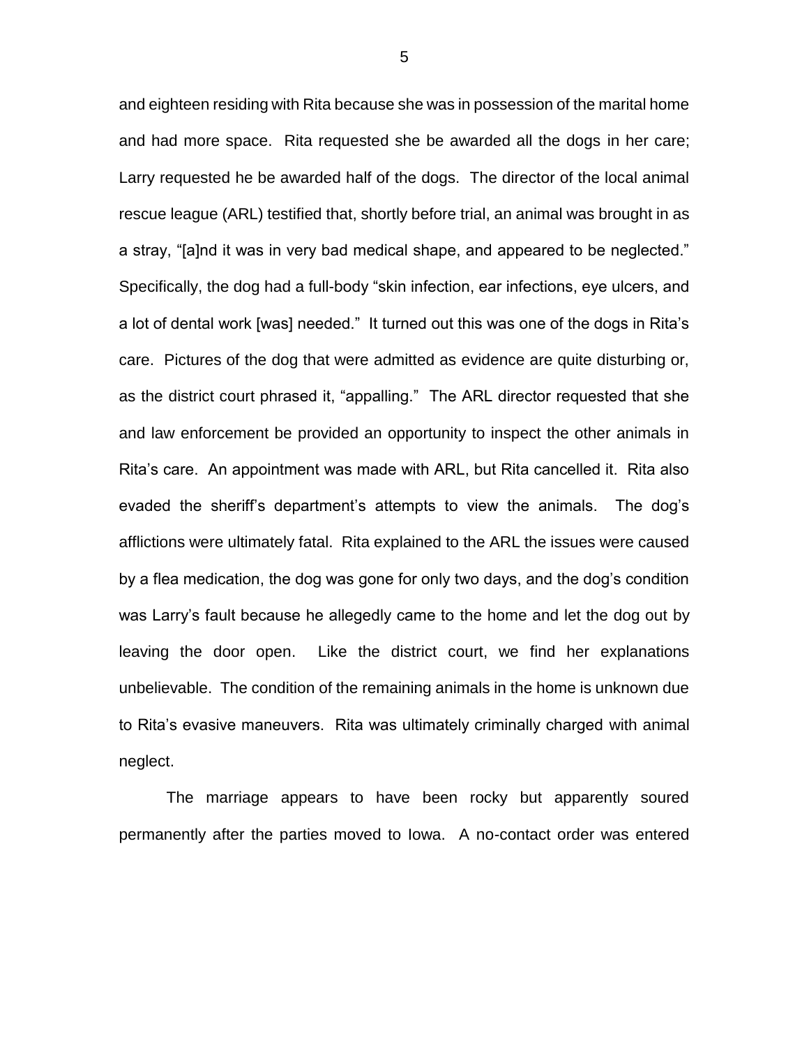and eighteen residing with Rita because she was in possession of the marital home and had more space. Rita requested she be awarded all the dogs in her care; Larry requested he be awarded half of the dogs. The director of the local animal rescue league (ARL) testified that, shortly before trial, an animal was brought in as a stray, "[a]nd it was in very bad medical shape, and appeared to be neglected." Specifically, the dog had a full-body "skin infection, ear infections, eye ulcers, and a lot of dental work [was] needed." It turned out this was one of the dogs in Rita's care. Pictures of the dog that were admitted as evidence are quite disturbing or, as the district court phrased it, "appalling." The ARL director requested that she and law enforcement be provided an opportunity to inspect the other animals in Rita's care. An appointment was made with ARL, but Rita cancelled it. Rita also evaded the sheriff's department's attempts to view the animals. The dog's afflictions were ultimately fatal. Rita explained to the ARL the issues were caused by a flea medication, the dog was gone for only two days, and the dog's condition was Larry's fault because he allegedly came to the home and let the dog out by leaving the door open. Like the district court, we find her explanations unbelievable. The condition of the remaining animals in the home is unknown due to Rita's evasive maneuvers. Rita was ultimately criminally charged with animal neglect.

The marriage appears to have been rocky but apparently soured permanently after the parties moved to Iowa. A no-contact order was entered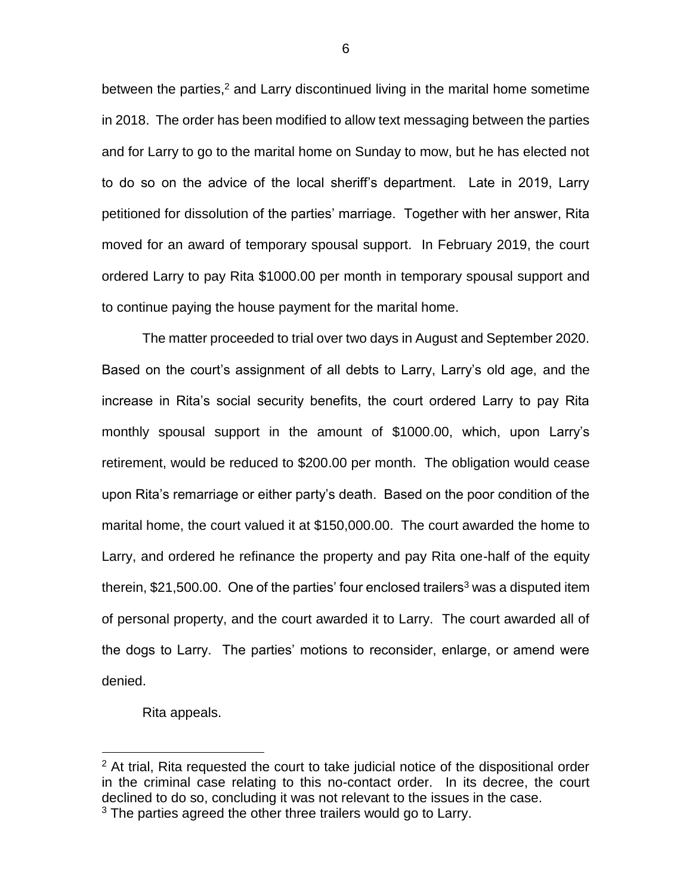between the parties,[2] and Larry discontinued living in the marital home sometime in 2018. The order has been modified to allow text messaging between the parties and for Larry to go to the marital home on Sunday to mow, but he has elected not to do so on the advice of the local sheriff's department. Late in 2019, Larry petitioned for dissolution of the parties' marriage. Together with her answer, Rita moved for an award of temporary spousal support. In February 2019, the court ordered Larry to pay Rita $1000.00 per month in temporary spousal support and to continue paying the house payment for the marital home.

The matter proceeded to trial over two days in August and September 2020. Based on the court's assignment of all debts to Larry, Larry's old age, and the increase in Rita's social security benefits, the court ordered Larry to pay Rita monthly spousal support in the amount of $1000.00, which, upon Larry's retirement, would be reduced to $200.00 per month. The obligation would cease upon Rita's remarriage or either party's death. Based on the poor condition of the marital home, the court valued it at $150,000.00. The court awarded the home to Larry, and ordered he refinance the property and pay Rita one-half of the equity therein, $21,500.00. One of the parties' four enclosed trailers[3] was a disputed item of personal property, and the court awarded it to Larry. The court awarded all of the dogs to Larry. The parties' motions to reconsider, enlarge, or amend were denied.

Rita appeals.

[2] At trial, Rita requested the court to take judicial notice of the dispositional order in the criminal case relating to this no-contact order. In its decree, the court declined to do so, concluding it was not relevant to the issues in the case.

[3] The parties agreed the other three trailers would go to Larry.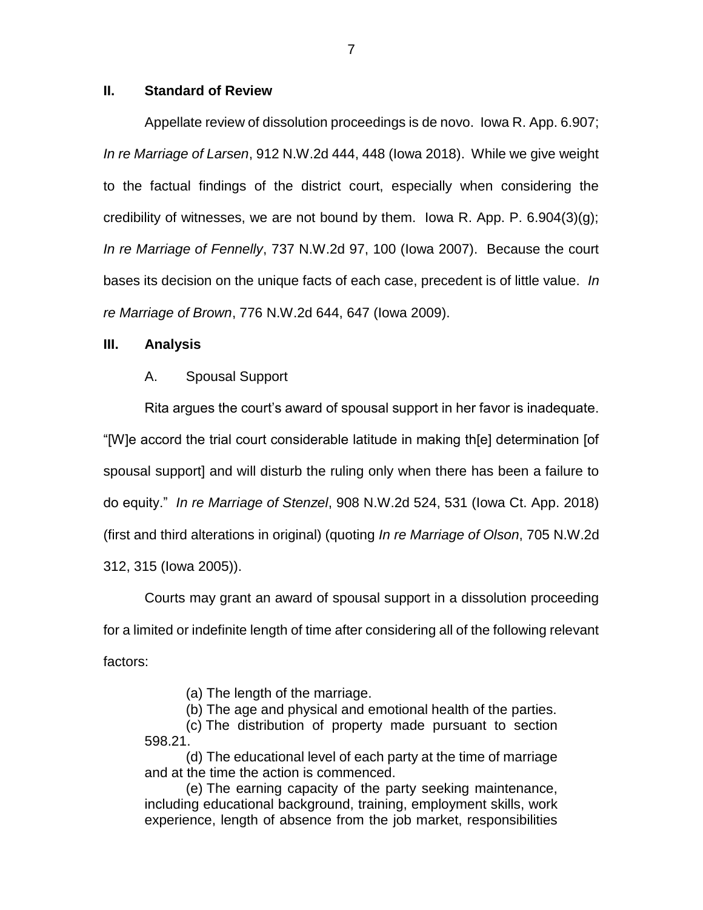## II. Standard of Review

Appellate review of dissolution proceedings is de novo. Iowa R. App. 6.907; *In re Marriage of Larsen*, 912 N.W.2d 444, 448 (Iowa 2018). While we give weight to the factual findings of the district court, especially when considering the credibility of witnesses, we are not bound by them. Iowa R. App. P. 6.904(3)(g); *In re Marriage of Fennelly*, 737 N.W.2d 97, 100 (Iowa 2007). Because the court bases its decision on the unique facts of each case, precedent is of little value. *In re Marriage of Brown*, 776 N.W.2d 644, 647 (Iowa 2009).

## III. Analysis

### A. Spousal Support

Rita argues the court's award of spousal support in her favor is inadequate. "[W]e accord the trial court considerable latitude in making th[e] determination [of spousal support] and will disturb the ruling only when there has been a failure to do equity." *In re Marriage of Stenzel*, 908 N.W.2d 524, 531 (Iowa Ct. App. 2018) (first and third alterations in original) (quoting *In re Marriage of Olson*, 705 N.W.2d 312, 315 (Iowa 2005)).

Courts may grant an award of spousal support in a dissolution proceeding for a limited or indefinite length of time after considering all of the following relevant factors:

> (a) The length of the marriage.
>
> (b) The age and physical and emotional health of the parties.
>
> (c) The distribution of property made pursuant to section 598.21.
>
> (d) The educational level of each party at the time of marriage and at the time the action is commenced.
>
> (e) The earning capacity of the party seeking maintenance, including educational background, training, employment skills, work experience, length of absence from the job market, responsibilities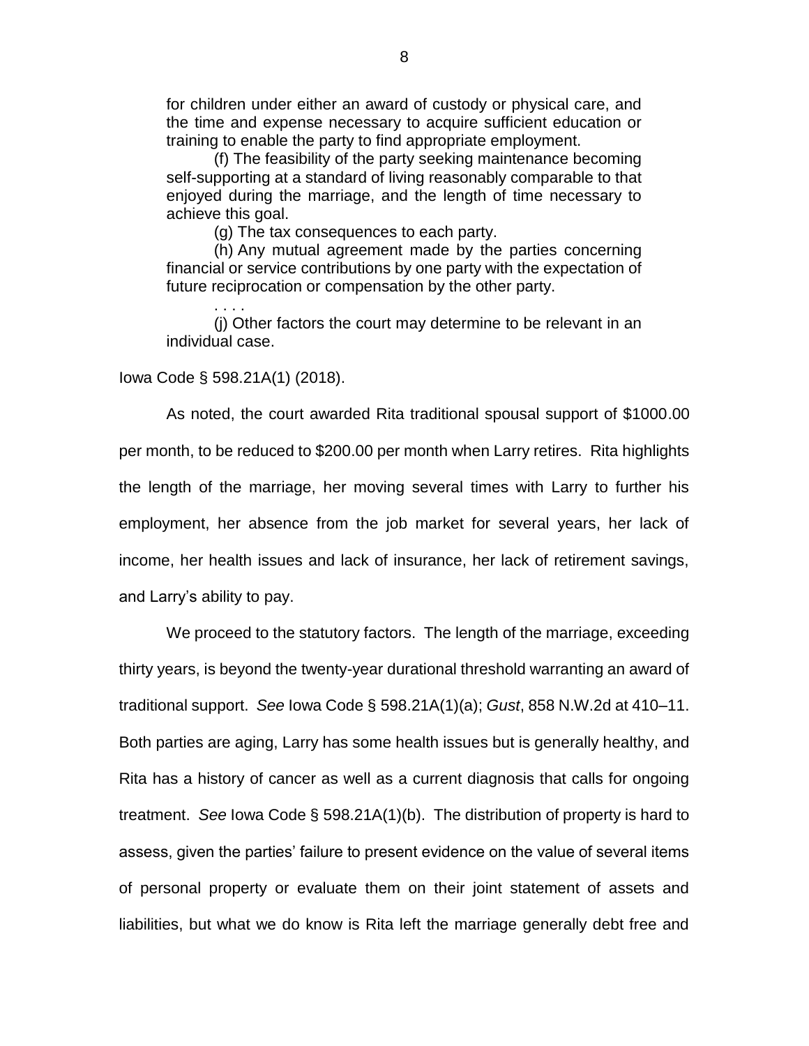for children under either an award of custody or physical care, and the time and expense necessary to acquire sufficient education or training to enable the party to find appropriate employment.

(f) The feasibility of the party seeking maintenance becoming self-supporting at a standard of living reasonably comparable to that enjoyed during the marriage, and the length of time necessary to achieve this goal.

(g) The tax consequences to each party.

(h) Any mutual agreement made by the parties concerning financial or service contributions by one party with the expectation of future reciprocation or compensation by the other party.

. . . .

(j) Other factors the court may determine to be relevant in an individual case.

Iowa Code § 598.21A(1) (2018).

As noted, the court awarded Rita traditional spousal support of $1000.00 per month, to be reduced to $200.00 per month when Larry retires. Rita highlights the length of the marriage, her moving several times with Larry to further his employment, her absence from the job market for several years, her lack of income, her health issues and lack of insurance, her lack of retirement savings, and Larry's ability to pay.

We proceed to the statutory factors. The length of the marriage, exceeding thirty years, is beyond the twenty-year durational threshold warranting an award of traditional support. *See* Iowa Code § 598.21A(1)(a); *Gust*, 858 N.W.2d at 410–11. Both parties are aging, Larry has some health issues but is generally healthy, and Rita has a history of cancer as well as a current diagnosis that calls for ongoing treatment. *See* Iowa Code § 598.21A(1)(b). The distribution of property is hard to assess, given the parties' failure to present evidence on the value of several items of personal property or evaluate them on their joint statement of assets and liabilities, but what we do know is Rita left the marriage generally debt free and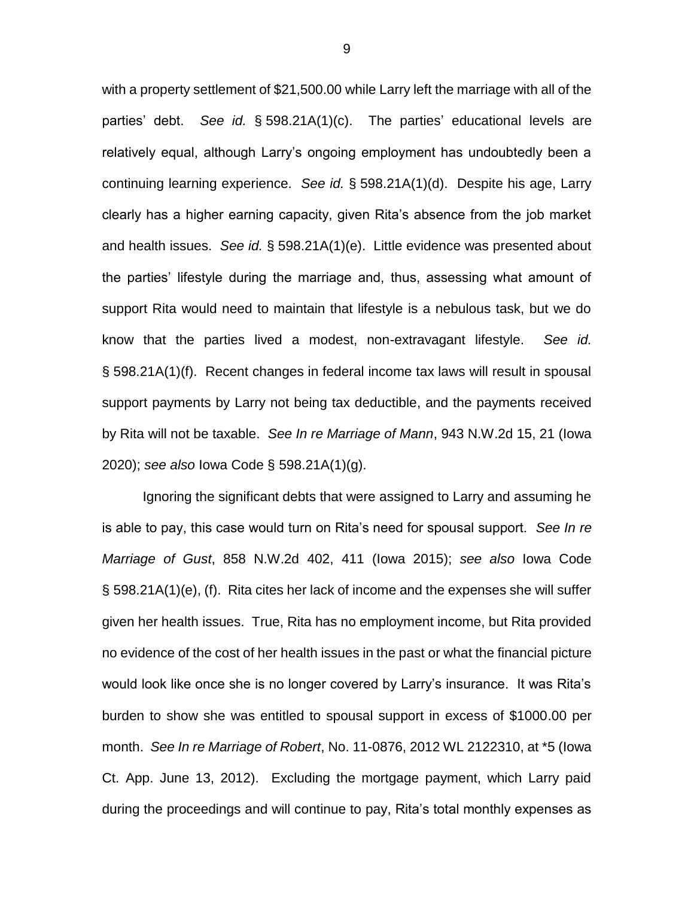with a property settlement of $21,500.00 while Larry left the marriage with all of the parties' debt. *See id.* § 598.21A(1)(c). The parties' educational levels are relatively equal, although Larry's ongoing employment has undoubtedly been a continuing learning experience. *See id.* § 598.21A(1)(d). Despite his age, Larry clearly has a higher earning capacity, given Rita's absence from the job market and health issues. *See id.* § 598.21A(1)(e). Little evidence was presented about the parties' lifestyle during the marriage and, thus, assessing what amount of support Rita would need to maintain that lifestyle is a nebulous task, but we do know that the parties lived a modest, non-extravagant lifestyle. *See id.* § 598.21A(1)(f). Recent changes in federal income tax laws will result in spousal support payments by Larry not being tax deductible, and the payments received by Rita will not be taxable. *See In re Marriage of Mann*, 943 N.W.2d 15, 21 (Iowa 2020); *see also* Iowa Code § 598.21A(1)(g).

Ignoring the significant debts that were assigned to Larry and assuming he is able to pay, this case would turn on Rita's need for spousal support. *See In re Marriage of Gust*, 858 N.W.2d 402, 411 (Iowa 2015); *see also* Iowa Code § 598.21A(1)(e), (f). Rita cites her lack of income and the expenses she will suffer given her health issues. True, Rita has no employment income, but Rita provided no evidence of the cost of her health issues in the past or what the financial picture would look like once she is no longer covered by Larry's insurance. It was Rita's burden to show she was entitled to spousal support in excess of $1000.00 per month. *See In re Marriage of Robert*, No. 11-0876, 2012 WL 2122310, at *5 (Iowa Ct. App. June 13, 2012). Excluding the mortgage payment, which Larry paid during the proceedings and will continue to pay, Rita's total monthly expenses as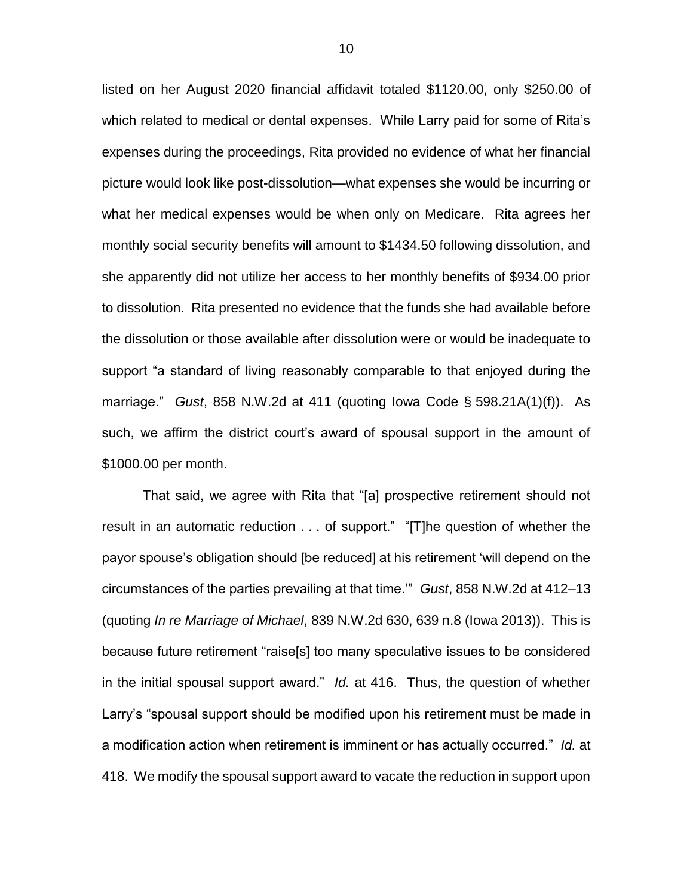listed on her August 2020 financial affidavit totaled $1120.00, only $250.00 of which related to medical or dental expenses. While Larry paid for some of Rita's expenses during the proceedings, Rita provided no evidence of what her financial picture would look like post-dissolution—what expenses she would be incurring or what her medical expenses would be when only on Medicare. Rita agrees her monthly social security benefits will amount to $1434.50 following dissolution, and she apparently did not utilize her access to her monthly benefits of $934.00 prior to dissolution. Rita presented no evidence that the funds she had available before the dissolution or those available after dissolution were or would be inadequate to support "a standard of living reasonably comparable to that enjoyed during the marriage." *Gust*, 858 N.W.2d at 411 (quoting Iowa Code § 598.21A(1)(f)). As such, we affirm the district court's award of spousal support in the amount of $1000.00 per month.

That said, we agree with Rita that "[a] prospective retirement should not result in an automatic reduction . . . of support." "[T]he question of whether the payor spouse's obligation should [be reduced] at his retirement 'will depend on the circumstances of the parties prevailing at that time.'" *Gust*, 858 N.W.2d at 412–13 (quoting *In re Marriage of Michael*, 839 N.W.2d 630, 639 n.8 (Iowa 2013)). This is because future retirement "raise[s] too many speculative issues to be considered in the initial spousal support award." *Id.* at 416. Thus, the question of whether Larry's "spousal support should be modified upon his retirement must be made in a modification action when retirement is imminent or has actually occurred." *Id.* at 418. We modify the spousal support award to vacate the reduction in support upon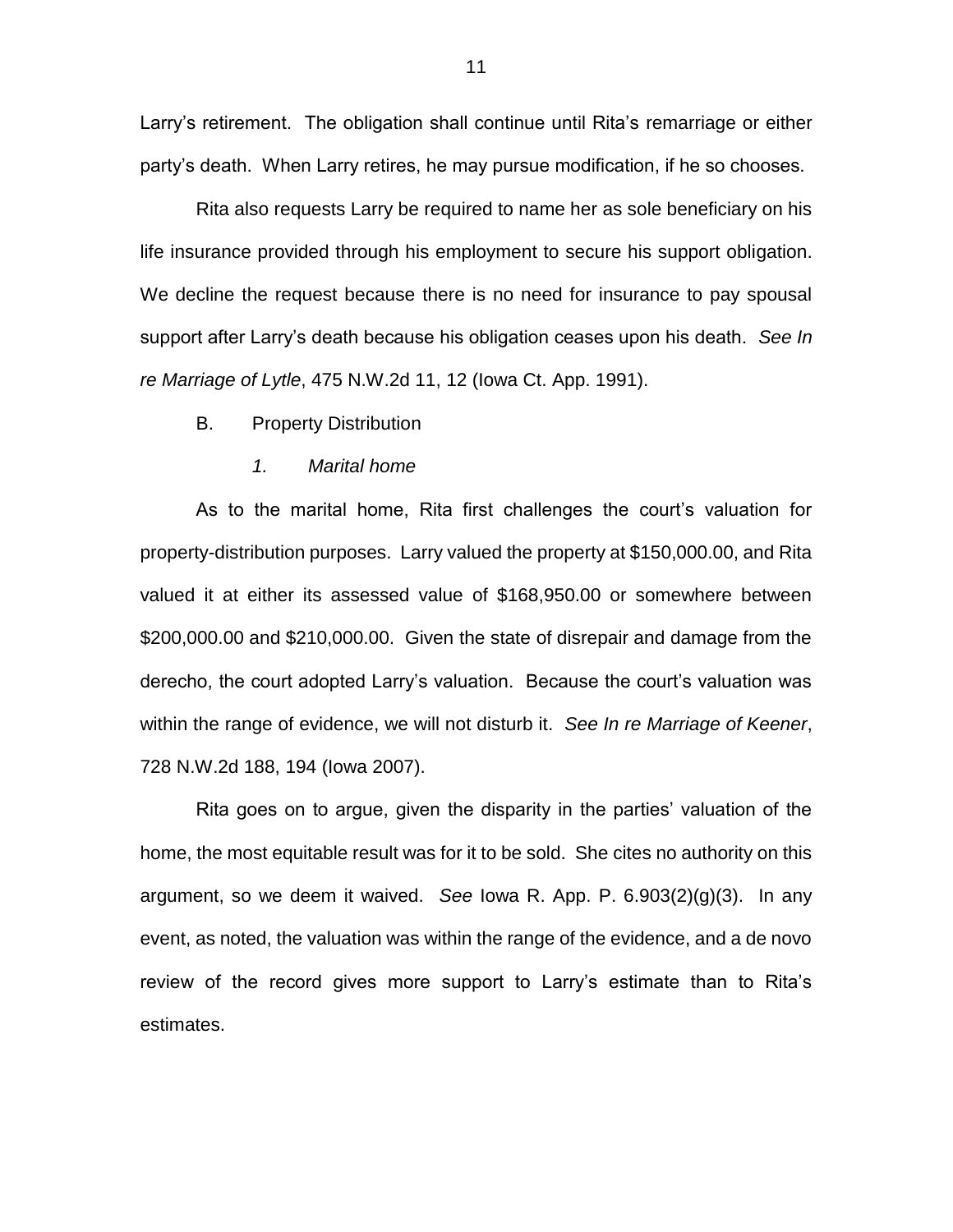Larry's retirement. The obligation shall continue until Rita's remarriage or either party's death. When Larry retires, he may pursue modification, if he so chooses.

Rita also requests Larry be required to name her as sole beneficiary on his life insurance provided through his employment to secure his support obligation. We decline the request because there is no need for insurance to pay spousal support after Larry's death because his obligation ceases upon his death. *See In re Marriage of Lytle*, 475 N.W.2d 11, 12 (Iowa Ct. App. 1991).

B. Property Distribution

*1. Marital home*

As to the marital home, Rita first challenges the court's valuation for property-distribution purposes. Larry valued the property at $150,000.00, and Rita valued it at either its assessed value of $168,950.00 or somewhere between $200,000.00 and $210,000.00. Given the state of disrepair and damage from the derecho, the court adopted Larry's valuation. Because the court's valuation was within the range of evidence, we will not disturb it. *See In re Marriage of Keener*, 728 N.W.2d 188, 194 (Iowa 2007).

Rita goes on to argue, given the disparity in the parties' valuation of the home, the most equitable result was for it to be sold. She cites no authority on this argument, so we deem it waived. *See* Iowa R. App. P. 6.903(2)(g)(3). In any event, as noted, the valuation was within the range of the evidence, and a de novo review of the record gives more support to Larry's estimate than to Rita's estimates.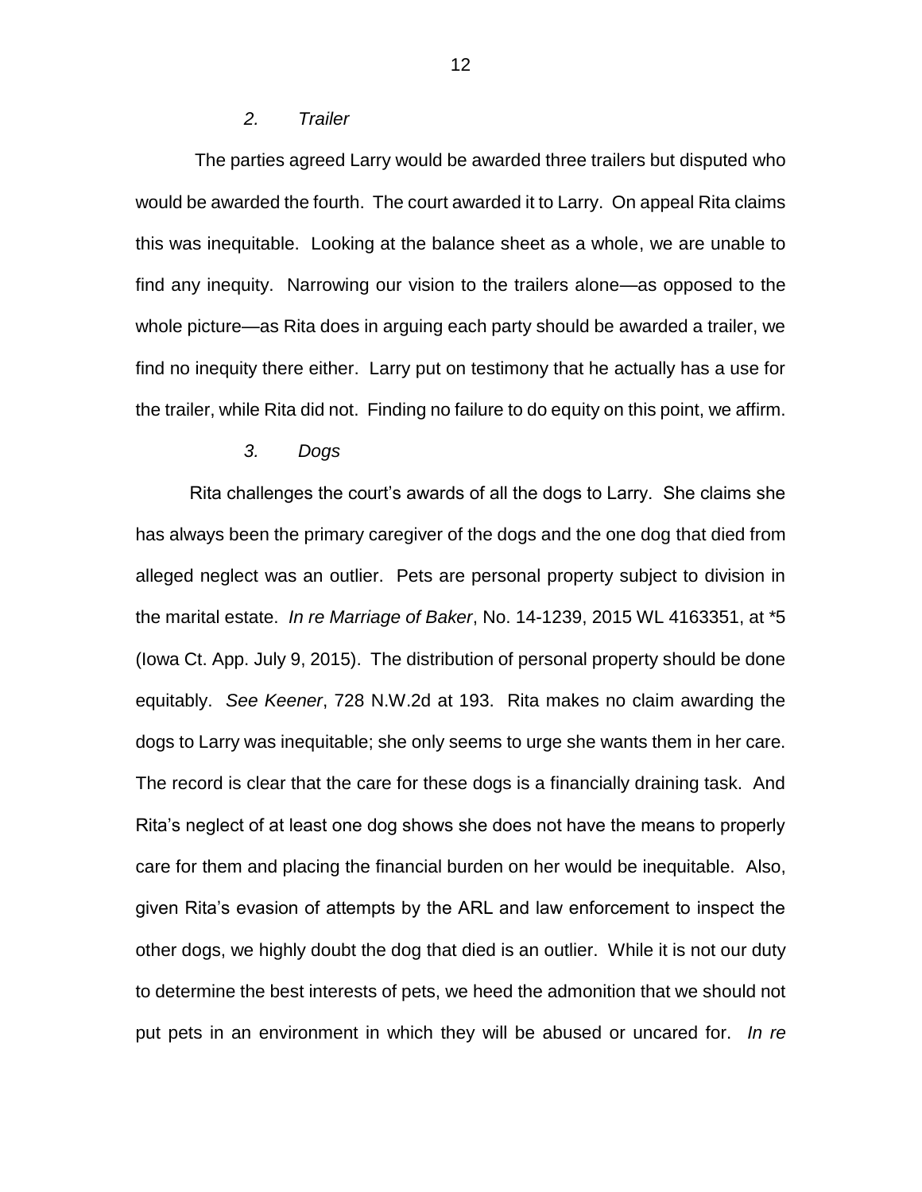*2. Trailer*

The parties agreed Larry would be awarded three trailers but disputed who would be awarded the fourth. The court awarded it to Larry. On appeal Rita claims this was inequitable. Looking at the balance sheet as a whole, we are unable to find any inequity. Narrowing our vision to the trailers alone—as opposed to the whole picture—as Rita does in arguing each party should be awarded a trailer, we find no inequity there either. Larry put on testimony that he actually has a use for the trailer, while Rita did not. Finding no failure to do equity on this point, we affirm.

*3. Dogs*

Rita challenges the court's awards of all the dogs to Larry. She claims she has always been the primary caregiver of the dogs and the one dog that died from alleged neglect was an outlier. Pets are personal property subject to division in the marital estate. *In re Marriage of Baker*, No. 14-1239, 2015 WL 4163351, at *5 (Iowa Ct. App. July 9, 2015). The distribution of personal property should be done equitably. *See Keener*, 728 N.W.2d at 193. Rita makes no claim awarding the dogs to Larry was inequitable; she only seems to urge she wants them in her care. The record is clear that the care for these dogs is a financially draining task. And Rita's neglect of at least one dog shows she does not have the means to properly care for them and placing the financial burden on her would be inequitable. Also, given Rita's evasion of attempts by the ARL and law enforcement to inspect the other dogs, we highly doubt the dog that died is an outlier. While it is not our duty to determine the best interests of pets, we heed the admonition that we should not put pets in an environment in which they will be abused or uncared for. *In re*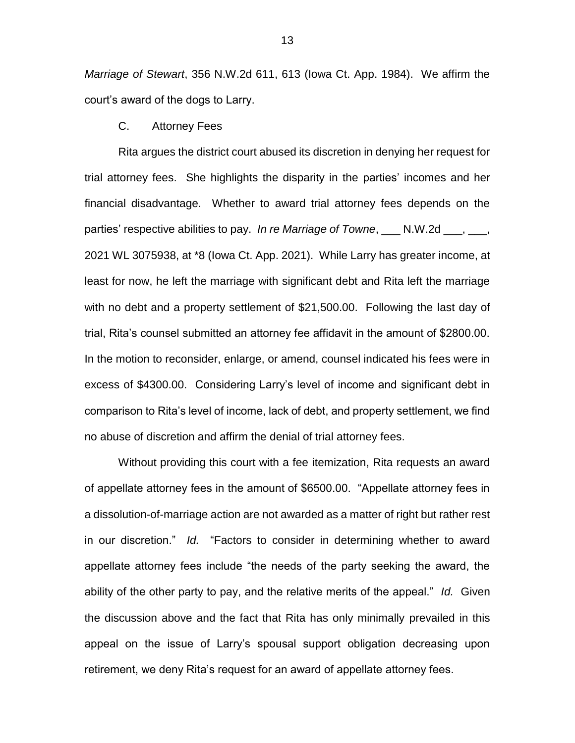*Marriage of Stewart*, 356 N.W.2d 611, 613 (Iowa Ct. App. 1984). We affirm the court's award of the dogs to Larry.

### C. Attorney Fees

Rita argues the district court abused its discretion in denying her request for trial attorney fees. She highlights the disparity in the parties' incomes and her financial disadvantage. Whether to award trial attorney fees depends on the parties' respective abilities to pay. *In re Marriage of Towne*, ___ N.W.2d ___, ___, 2021 WL 3075938, at *8 (Iowa Ct. App. 2021). While Larry has greater income, at least for now, he left the marriage with significant debt and Rita left the marriage with no debt and a property settlement of $21,500.00. Following the last day of trial, Rita's counsel submitted an attorney fee affidavit in the amount of $2800.00. In the motion to reconsider, enlarge, or amend, counsel indicated his fees were in excess of $4300.00. Considering Larry's level of income and significant debt in comparison to Rita's level of income, lack of debt, and property settlement, we find no abuse of discretion and affirm the denial of trial attorney fees.

Without providing this court with a fee itemization, Rita requests an award of appellate attorney fees in the amount of $6500.00. "Appellate attorney fees in a dissolution-of-marriage action are not awarded as a matter of right but rather rest in our discretion." *Id.* "Factors to consider in determining whether to award appellate attorney fees include "the needs of the party seeking the award, the ability of the other party to pay, and the relative merits of the appeal." *Id.* Given the discussion above and the fact that Rita has only minimally prevailed in this appeal on the issue of Larry's spousal support obligation decreasing upon retirement, we deny Rita's request for an award of appellate attorney fees.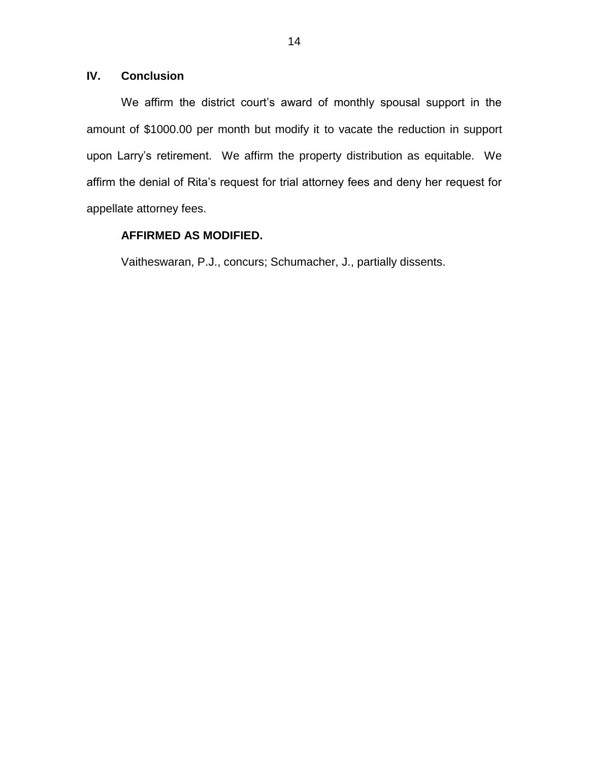## IV. Conclusion

We affirm the district court's award of monthly spousal support in the amount of $1000.00 per month but modify it to vacate the reduction in support upon Larry's retirement. We affirm the property distribution as equitable. We affirm the denial of Rita's request for trial attorney fees and deny her request for appellate attorney fees.

**AFFIRMED AS MODIFIED.**

Vaitheswaran, P.J., concurs; Schumacher, J., partially dissents.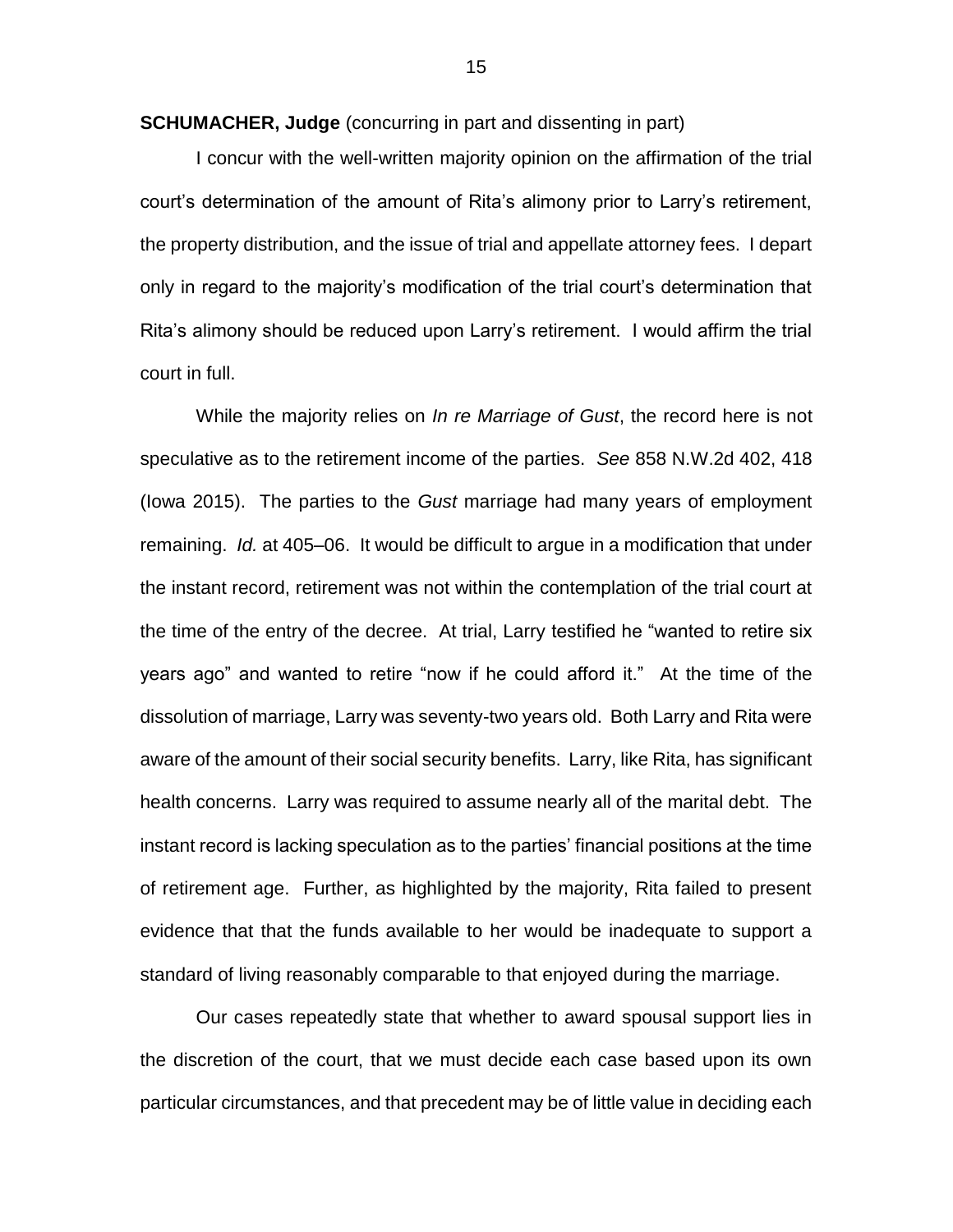**SCHUMACHER, Judge** (concurring in part and dissenting in part)

I concur with the well-written majority opinion on the affirmation of the trial court's determination of the amount of Rita's alimony prior to Larry's retirement, the property distribution, and the issue of trial and appellate attorney fees. I depart only in regard to the majority's modification of the trial court's determination that Rita's alimony should be reduced upon Larry's retirement. I would affirm the trial court in full.

While the majority relies on *In re Marriage of Gust*, the record here is not speculative as to the retirement income of the parties. *See* 858 N.W.2d 402, 418 (Iowa 2015). The parties to the *Gust* marriage had many years of employment remaining. *Id.* at 405–06. It would be difficult to argue in a modification that under the instant record, retirement was not within the contemplation of the trial court at the time of the entry of the decree. At trial, Larry testified he "wanted to retire six years ago" and wanted to retire "now if he could afford it." At the time of the dissolution of marriage, Larry was seventy-two years old. Both Larry and Rita were aware of the amount of their social security benefits. Larry, like Rita, has significant health concerns. Larry was required to assume nearly all of the marital debt. The instant record is lacking speculation as to the parties' financial positions at the time of retirement age. Further, as highlighted by the majority, Rita failed to present evidence that that the funds available to her would be inadequate to support a standard of living reasonably comparable to that enjoyed during the marriage.

Our cases repeatedly state that whether to award spousal support lies in the discretion of the court, that we must decide each case based upon its own particular circumstances, and that precedent may be of little value in deciding each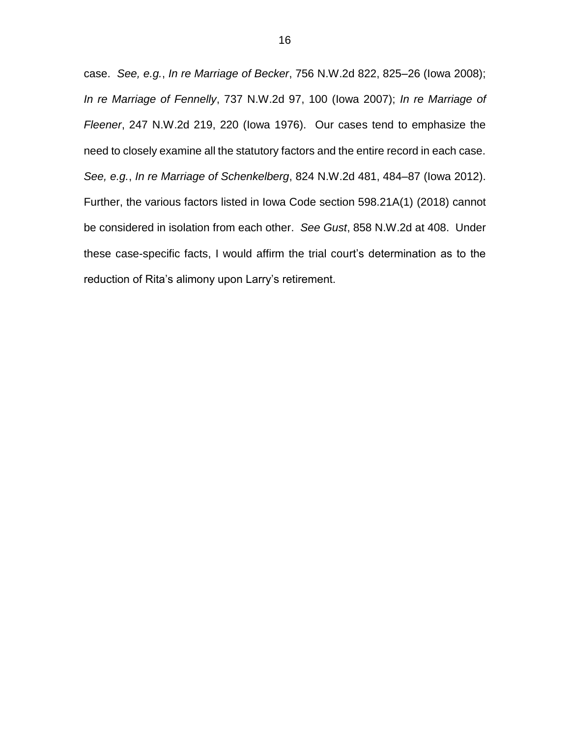case. *See, e.g.*, *In re Marriage of Becker*, 756 N.W.2d 822, 825–26 (Iowa 2008); *In re Marriage of Fennelly*, 737 N.W.2d 97, 100 (Iowa 2007); *In re Marriage of Fleener*, 247 N.W.2d 219, 220 (Iowa 1976). Our cases tend to emphasize the need to closely examine all the statutory factors and the entire record in each case. *See, e.g.*, *In re Marriage of Schenkelberg*, 824 N.W.2d 481, 484–87 (Iowa 2012). Further, the various factors listed in Iowa Code section 598.21A(1) (2018) cannot be considered in isolation from each other. *See Gust*, 858 N.W.2d at 408. Under these case-specific facts, I would affirm the trial court's determination as to the reduction of Rita's alimony upon Larry's retirement.